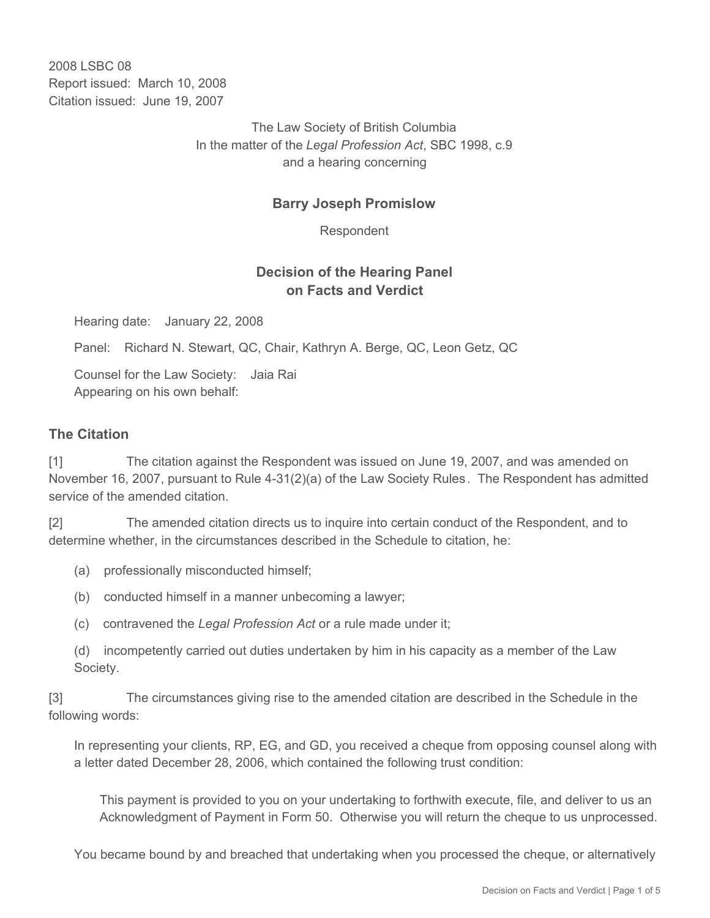2008 LSBC 08
Report issued: March 10, 2008
Citation issued: June 19, 2007

The Law Society of British Columbia
In the matter of the *Legal Profession Act*, SBC 1998, c.9
and a hearing concerning

**Barry Joseph Promislow**

Respondent

## Decision of the Hearing Panel on Facts and Verdict

Hearing date: January 22, 2008

Panel: Richard N. Stewart, QC, Chair, Kathryn A. Berge, QC, Leon Getz, QC

Counsel for the Law Society: Jaia Rai
Appearing on his own behalf:

### The Citation

[1] The citation against the Respondent was issued on June 19, 2007, and was amended on November 16, 2007, pursuant to Rule 4-31(2)(a) of the Law Society Rules. The Respondent has admitted service of the amended citation.

[2] The amended citation directs us to inquire into certain conduct of the Respondent, and to determine whether, in the circumstances described in the Schedule to citation, he:

(a) professionally misconducted himself;

(b) conducted himself in a manner unbecoming a lawyer;

(c) contravened the *Legal Profession Act* or a rule made under it;

(d) incompetently carried out duties undertaken by him in his capacity as a member of the Law Society.

[3] The circumstances giving rise to the amended citation are described in the Schedule in the following words:

> In representing your clients, RP, EG, and GD, you received a cheque from opposing counsel along with a letter dated December 28, 2006, which contained the following trust condition:
>
> > This payment is provided to you on your undertaking to forthwith execute, file, and deliver to us an Acknowledgment of Payment in Form 50. Otherwise you will return the cheque to us unprocessed.
>
> You became bound by and breached that undertaking when you processed the cheque, or alternatively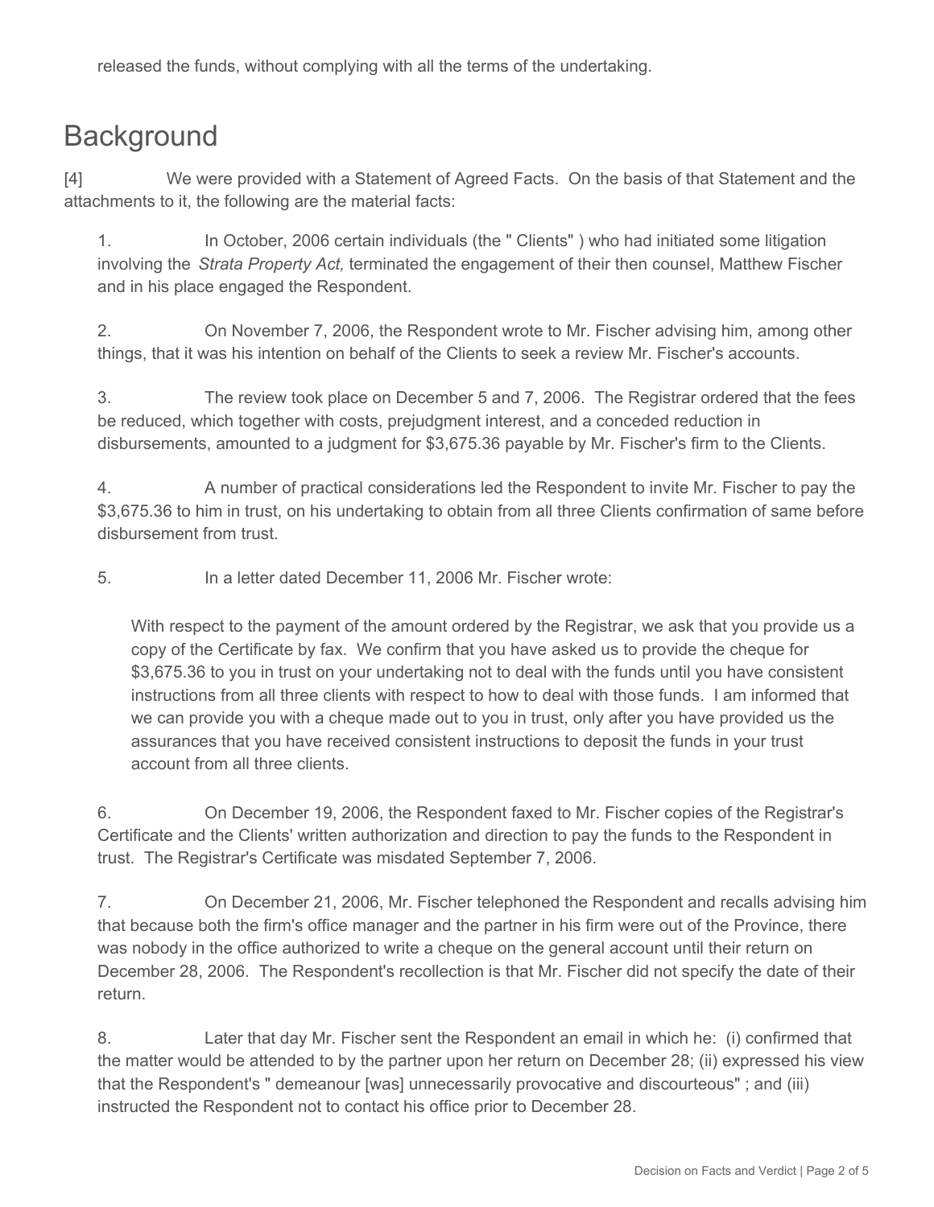released the funds, without complying with all the terms of the undertaking.

## Background

[4] We were provided with a Statement of Agreed Facts. On the basis of that Statement and the attachments to it, the following are the material facts:

1. In October, 2006 certain individuals (the " Clients" ) who had initiated some litigation involving the *Strata Property Act,* terminated the engagement of their then counsel, Matthew Fischer and in his place engaged the Respondent.

2. On November 7, 2006, the Respondent wrote to Mr. Fischer advising him, among other things, that it was his intention on behalf of the Clients to seek a review Mr. Fischer's accounts.

3. The review took place on December 5 and 7, 2006. The Registrar ordered that the fees be reduced, which together with costs, prejudgment interest, and a conceded reduction in disbursements, amounted to a judgment for $3,675.36 payable by Mr. Fischer's firm to the Clients.

4. A number of practical considerations led the Respondent to invite Mr. Fischer to pay the $3,675.36 to him in trust, on his undertaking to obtain from all three Clients confirmation of same before disbursement from trust.

5. In a letter dated December 11, 2006 Mr. Fischer wrote:

> With respect to the payment of the amount ordered by the Registrar, we ask that you provide us a copy of the Certificate by fax. We confirm that you have asked us to provide the cheque for $3,675.36 to you in trust on your undertaking not to deal with the funds until you have consistent instructions from all three clients with respect to how to deal with those funds. I am informed that we can provide you with a cheque made out to you in trust, only after you have provided us the assurances that you have received consistent instructions to deposit the funds in your trust account from all three clients.

6. On December 19, 2006, the Respondent faxed to Mr. Fischer copies of the Registrar's Certificate and the Clients' written authorization and direction to pay the funds to the Respondent in trust. The Registrar's Certificate was misdated September 7, 2006.

7. On December 21, 2006, Mr. Fischer telephoned the Respondent and recalls advising him that because both the firm's office manager and the partner in his firm were out of the Province, there was nobody in the office authorized to write a cheque on the general account until their return on December 28, 2006. The Respondent's recollection is that Mr. Fischer did not specify the date of their return.

8. Later that day Mr. Fischer sent the Respondent an email in which he: (i) confirmed that the matter would be attended to by the partner upon her return on December 28; (ii) expressed his view that the Respondent's " demeanour [was] unnecessarily provocative and discourteous" ; and (iii) instructed the Respondent not to contact his office prior to December 28.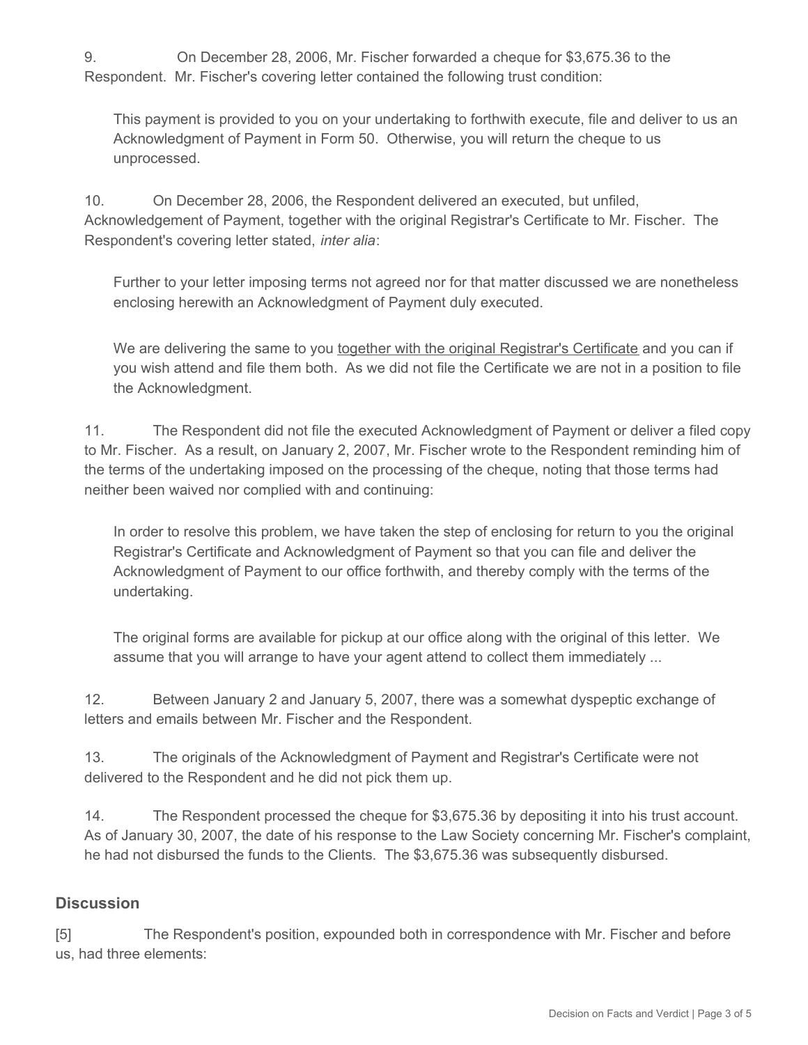9. On December 28, 2006, Mr. Fischer forwarded a cheque for $3,675.36 to the Respondent. Mr. Fischer's covering letter contained the following trust condition:

> This payment is provided to you on your undertaking to forthwith execute, file and deliver to us an Acknowledgment of Payment in Form 50. Otherwise, you will return the cheque to us unprocessed.

10. On December 28, 2006, the Respondent delivered an executed, but unfiled, Acknowledgement of Payment, together with the original Registrar's Certificate to Mr. Fischer. The Respondent's covering letter stated, *inter alia*:

> Further to your letter imposing terms not agreed nor for that matter discussed we are nonetheless enclosing herewith an Acknowledgment of Payment duly executed.
>
> We are delivering the same to you <u>together with the original Registrar's Certificate</u> and you can if you wish attend and file them both. As we did not file the Certificate we are not in a position to file the Acknowledgment.

11. The Respondent did not file the executed Acknowledgment of Payment or deliver a filed copy to Mr. Fischer. As a result, on January 2, 2007, Mr. Fischer wrote to the Respondent reminding him of the terms of the undertaking imposed on the processing of the cheque, noting that those terms had neither been waived nor complied with and continuing:

> In order to resolve this problem, we have taken the step of enclosing for return to you the original Registrar's Certificate and Acknowledgment of Payment so that you can file and deliver the Acknowledgment of Payment to our office forthwith, and thereby comply with the terms of the undertaking.
>
> The original forms are available for pickup at our office along with the original of this letter. We assume that you will arrange to have your agent attend to collect them immediately ...

12. Between January 2 and January 5, 2007, there was a somewhat dyspeptic exchange of letters and emails between Mr. Fischer and the Respondent.

13. The originals of the Acknowledgment of Payment and Registrar's Certificate were not delivered to the Respondent and he did not pick them up.

14. The Respondent processed the cheque for $3,675.36 by depositing it into his trust account. As of January 30, 2007, the date of his response to the Law Society concerning Mr. Fischer's complaint, he had not disbursed the funds to the Clients. The $3,675.36 was subsequently disbursed.

## Discussion

[5] The Respondent's position, expounded both in correspondence with Mr. Fischer and before us, had three elements: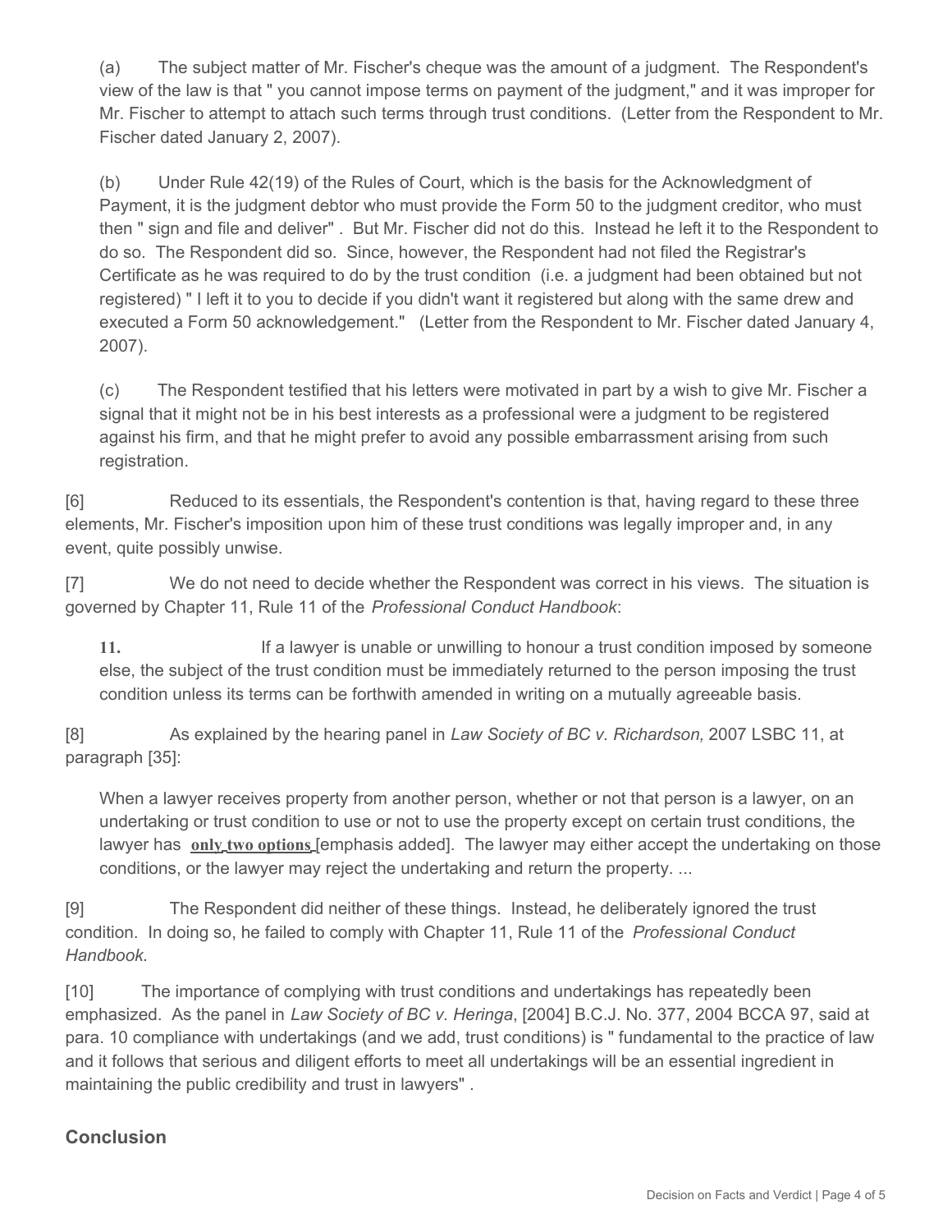(a) The subject matter of Mr. Fischer's cheque was the amount of a judgment. The Respondent's view of the law is that " you cannot impose terms on payment of the judgment," and it was improper for Mr. Fischer to attempt to attach such terms through trust conditions. (Letter from the Respondent to Mr. Fischer dated January 2, 2007).

(b) Under Rule 42(19) of the Rules of Court, which is the basis for the Acknowledgment of Payment, it is the judgment debtor who must provide the Form 50 to the judgment creditor, who must then " sign and file and deliver" . But Mr. Fischer did not do this. Instead he left it to the Respondent to do so. The Respondent did so. Since, however, the Respondent had not filed the Registrar's Certificate as he was required to do by the trust condition (i.e. a judgment had been obtained but not registered) " I left it to you to decide if you didn't want it registered but along with the same drew and executed a Form 50 acknowledgement." (Letter from the Respondent to Mr. Fischer dated January 4, 2007).

(c) The Respondent testified that his letters were motivated in part by a wish to give Mr. Fischer a signal that it might not be in his best interests as a professional were a judgment to be registered against his firm, and that he might prefer to avoid any possible embarrassment arising from such registration.

[6] Reduced to its essentials, the Respondent's contention is that, having regard to these three elements, Mr. Fischer's imposition upon him of these trust conditions was legally improper and, in any event, quite possibly unwise.

[7] We do not need to decide whether the Respondent was correct in his views. The situation is governed by Chapter 11, Rule 11 of the *Professional Conduct Handbook*:

> **11.** If a lawyer is unable or unwilling to honour a trust condition imposed by someone else, the subject of the trust condition must be immediately returned to the person imposing the trust condition unless its terms can be forthwith amended in writing on a mutually agreeable basis.

[8] As explained by the hearing panel in *Law Society of BC v. Richardson,* 2007 LSBC 11, at paragraph [35]:

> When a lawyer receives property from another person, whether or not that person is a lawyer, on an undertaking or trust condition to use or not to use the property except on certain trust conditions, the lawyer has **only two options** [emphasis added]. The lawyer may either accept the undertaking on those conditions, or the lawyer may reject the undertaking and return the property. ...

[9] The Respondent did neither of these things. Instead, he deliberately ignored the trust condition. In doing so, he failed to comply with Chapter 11, Rule 11 of the *Professional Conduct Handbook*.

[10] The importance of complying with trust conditions and undertakings has repeatedly been emphasized. As the panel in *Law Society of BC v. Heringa*, [2004] B.C.J. No. 377, 2004 BCCA 97, said at para. 10 compliance with undertakings (and we add, trust conditions) is " fundamental to the practice of law and it follows that serious and diligent efforts to meet all undertakings will be an essential ingredient in maintaining the public credibility and trust in lawyers" .

## Conclusion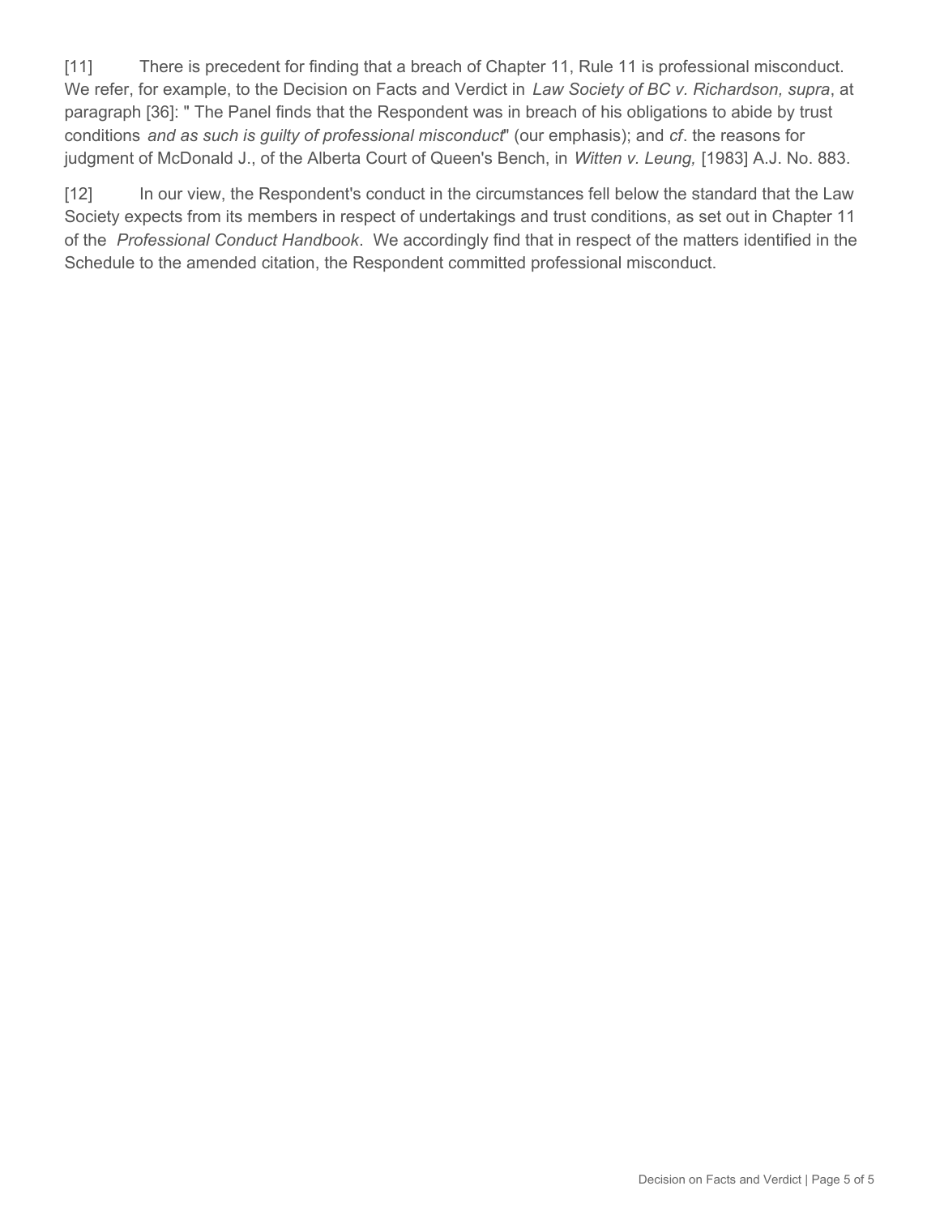[11] There is precedent for finding that a breach of Chapter 11, Rule 11 is professional misconduct. We refer, for example, to the Decision on Facts and Verdict in *Law Society of BC v. Richardson, supra*, at paragraph [36]: " The Panel finds that the Respondent was in breach of his obligations to abide by trust conditions *and as such is guilty of professional misconduct*" (our emphasis); and *cf*. the reasons for judgment of McDonald J., of the Alberta Court of Queen's Bench, in *Witten v. Leung,* [1983] A.J. No. 883.

[12] In our view, the Respondent's conduct in the circumstances fell below the standard that the Law Society expects from its members in respect of undertakings and trust conditions, as set out in Chapter 11 of the *Professional Conduct Handbook*. We accordingly find that in respect of the matters identified in the Schedule to the amended citation, the Respondent committed professional misconduct.